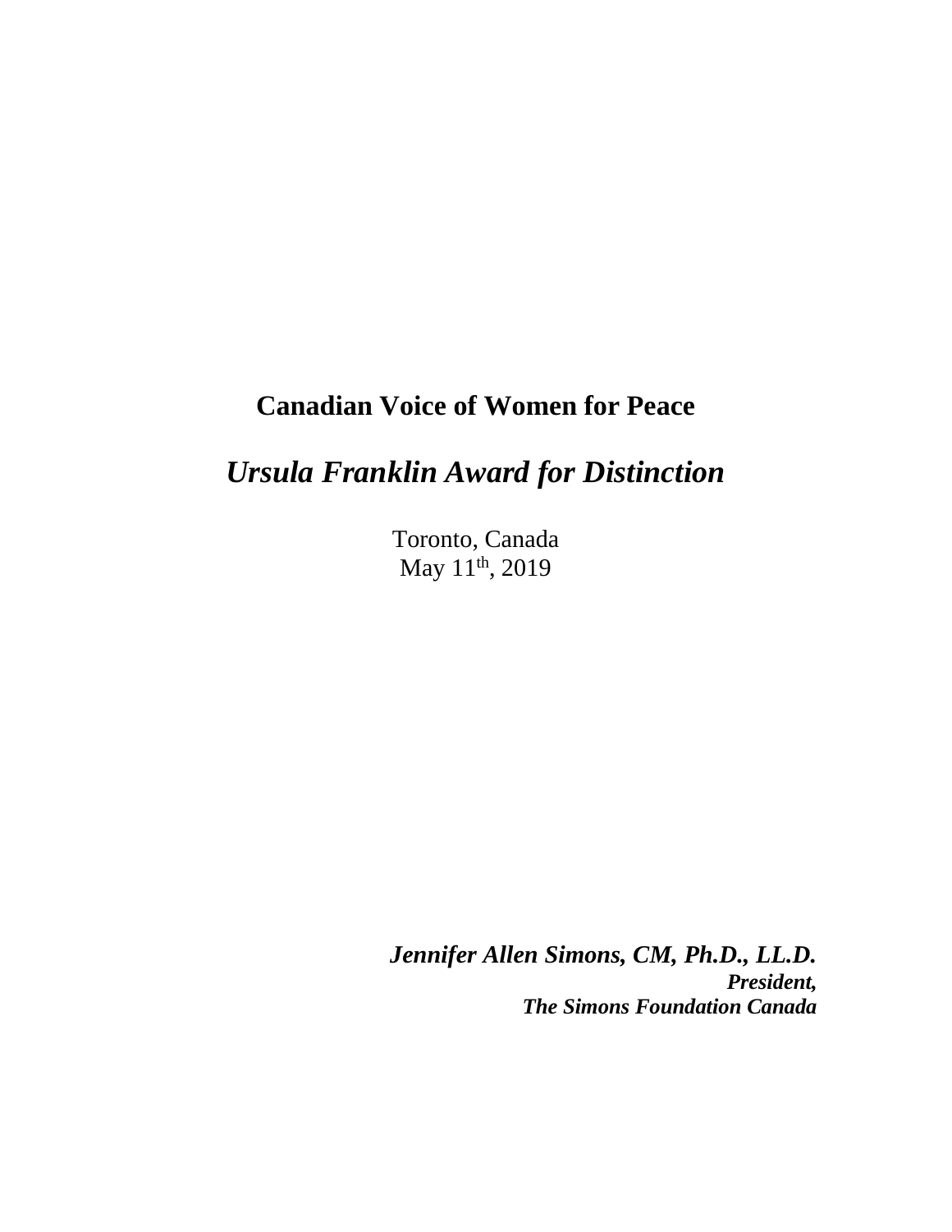# Canadian Voice of Women for Peace

## *Ursula Franklin Award for Distinction*

Toronto, Canada
May 11th, 2019

***Jennifer Allen Simons, CM, Ph.D., LL.D.***
***President,***
***The Simons Foundation Canada***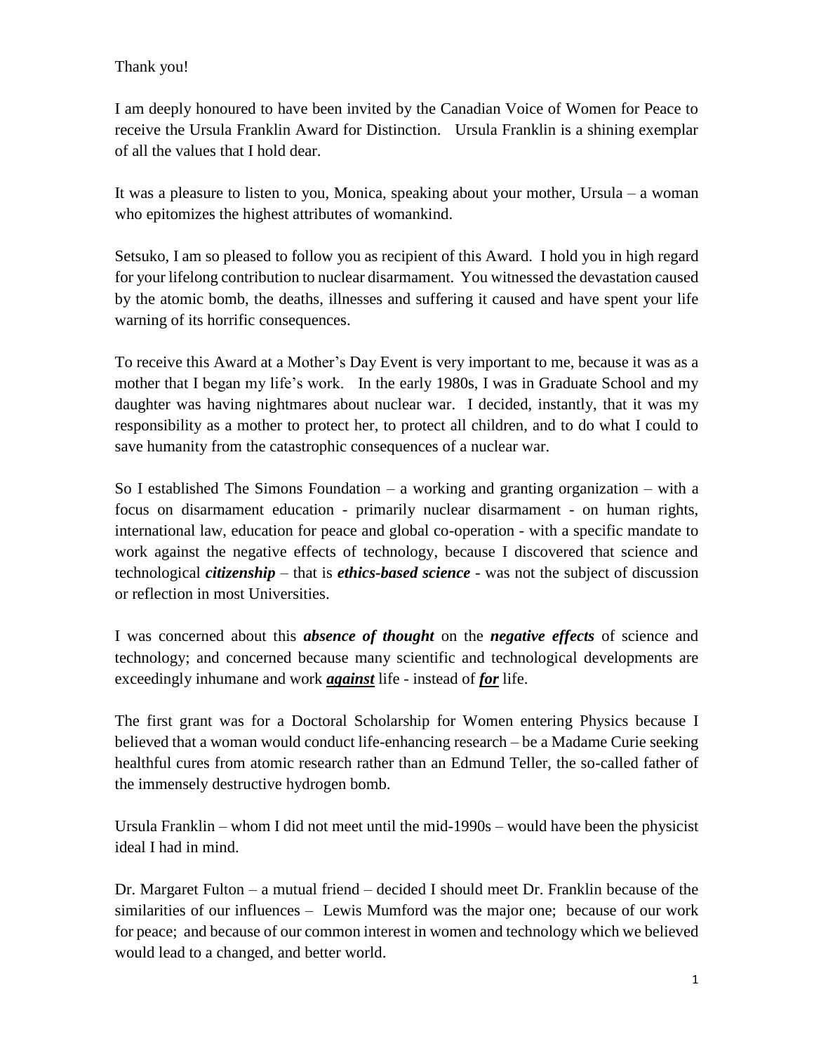Thank you!

I am deeply honoured to have been invited by the Canadian Voice of Women for Peace to receive the Ursula Franklin Award for Distinction. Ursula Franklin is a shining exemplar of all the values that I hold dear.

It was a pleasure to listen to you, Monica, speaking about your mother, Ursula – a woman who epitomizes the highest attributes of womankind.

Setsuko, I am so pleased to follow you as recipient of this Award. I hold you in high regard for your lifelong contribution to nuclear disarmament. You witnessed the devastation caused by the atomic bomb, the deaths, illnesses and suffering it caused and have spent your life warning of its horrific consequences.

To receive this Award at a Mother's Day Event is very important to me, because it was as a mother that I began my life's work. In the early 1980s, I was in Graduate School and my daughter was having nightmares about nuclear war. I decided, instantly, that it was my responsibility as a mother to protect her, to protect all children, and to do what I could to save humanity from the catastrophic consequences of a nuclear war.

So I established The Simons Foundation – a working and granting organization – with a focus on disarmament education - primarily nuclear disarmament - on human rights, international law, education for peace and global co-operation - with a specific mandate to work against the negative effects of technology, because I discovered that science and technological ***citizenship*** – that is ***ethics-based science*** - was not the subject of discussion or reflection in most Universities.

I was concerned about this ***absence of thought*** on the ***negative effects*** of science and technology; and concerned because many scientific and technological developments are exceedingly inhumane and work ***<u>against</u>*** life - instead of ***<u>for</u>*** life.

The first grant was for a Doctoral Scholarship for Women entering Physics because I believed that a woman would conduct life-enhancing research – be a Madame Curie seeking healthful cures from atomic research rather than an Edmund Teller, the so-called father of the immensely destructive hydrogen bomb.

Ursula Franklin – whom I did not meet until the mid-1990s – would have been the physicist ideal I had in mind.

Dr. Margaret Fulton – a mutual friend – decided I should meet Dr. Franklin because of the similarities of our influences – Lewis Mumford was the major one; because of our work for peace; and because of our common interest in women and technology which we believed would lead to a changed, and better world.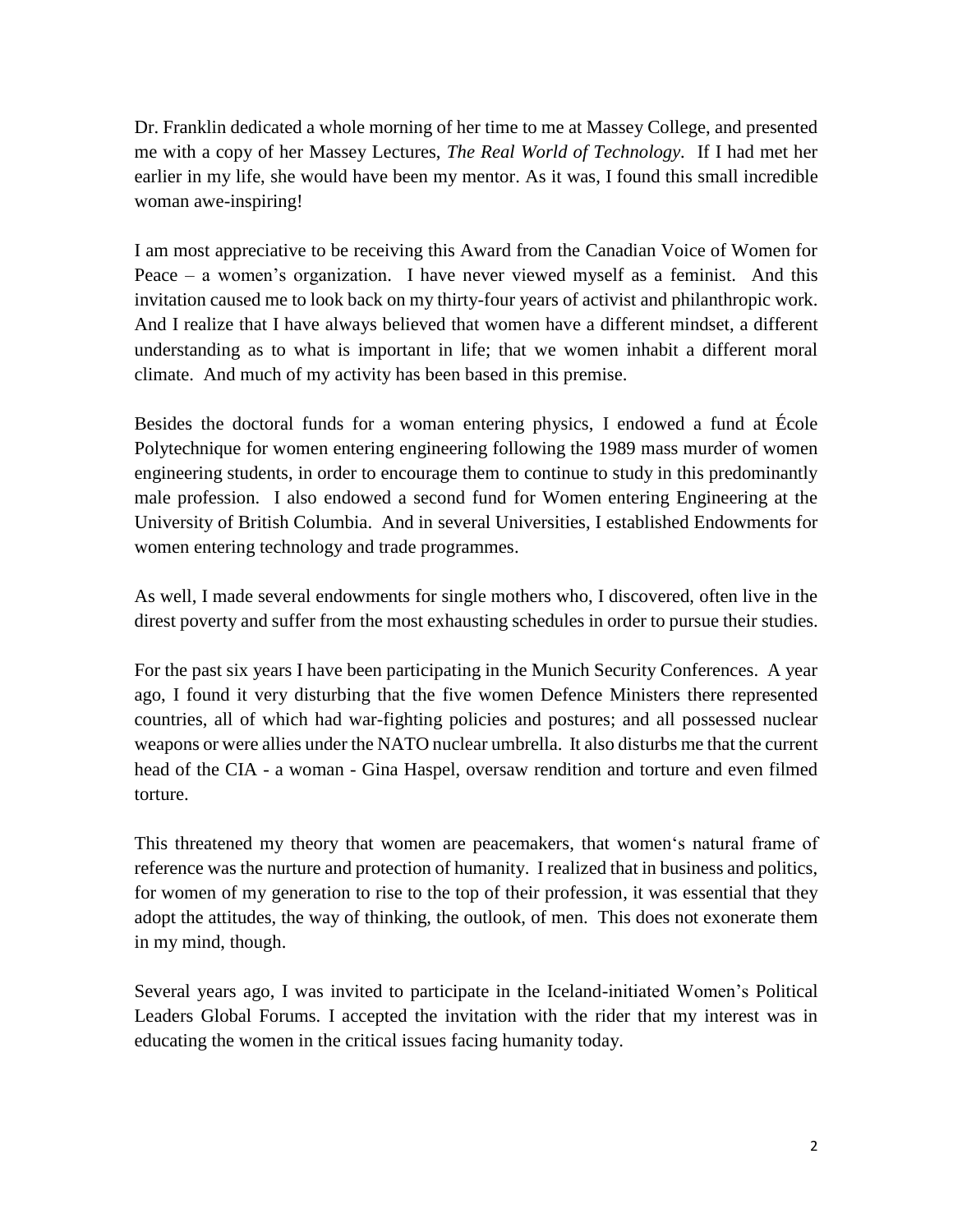Dr. Franklin dedicated a whole morning of her time to me at Massey College, and presented me with a copy of her Massey Lectures, *The Real World of Technology*. If I had met her earlier in my life, she would have been my mentor. As it was, I found this small incredible woman awe-inspiring!

I am most appreciative to be receiving this Award from the Canadian Voice of Women for Peace – a women's organization. I have never viewed myself as a feminist. And this invitation caused me to look back on my thirty-four years of activist and philanthropic work. And I realize that I have always believed that women have a different mindset, a different understanding as to what is important in life; that we women inhabit a different moral climate. And much of my activity has been based in this premise.

Besides the doctoral funds for a woman entering physics, I endowed a fund at École Polytechnique for women entering engineering following the 1989 mass murder of women engineering students, in order to encourage them to continue to study in this predominantly male profession. I also endowed a second fund for Women entering Engineering at the University of British Columbia. And in several Universities, I established Endowments for women entering technology and trade programmes.

As well, I made several endowments for single mothers who, I discovered, often live in the direst poverty and suffer from the most exhausting schedules in order to pursue their studies.

For the past six years I have been participating in the Munich Security Conferences. A year ago, I found it very disturbing that the five women Defence Ministers there represented countries, all of which had war-fighting policies and postures; and all possessed nuclear weapons or were allies under the NATO nuclear umbrella. It also disturbs me that the current head of the CIA - a woman - Gina Haspel, oversaw rendition and torture and even filmed torture.

This threatened my theory that women are peacemakers, that women's natural frame of reference was the nurture and protection of humanity. I realized that in business and politics, for women of my generation to rise to the top of their profession, it was essential that they adopt the attitudes, the way of thinking, the outlook, of men. This does not exonerate them in my mind, though.

Several years ago, I was invited to participate in the Iceland-initiated Women's Political Leaders Global Forums. I accepted the invitation with the rider that my interest was in educating the women in the critical issues facing humanity today.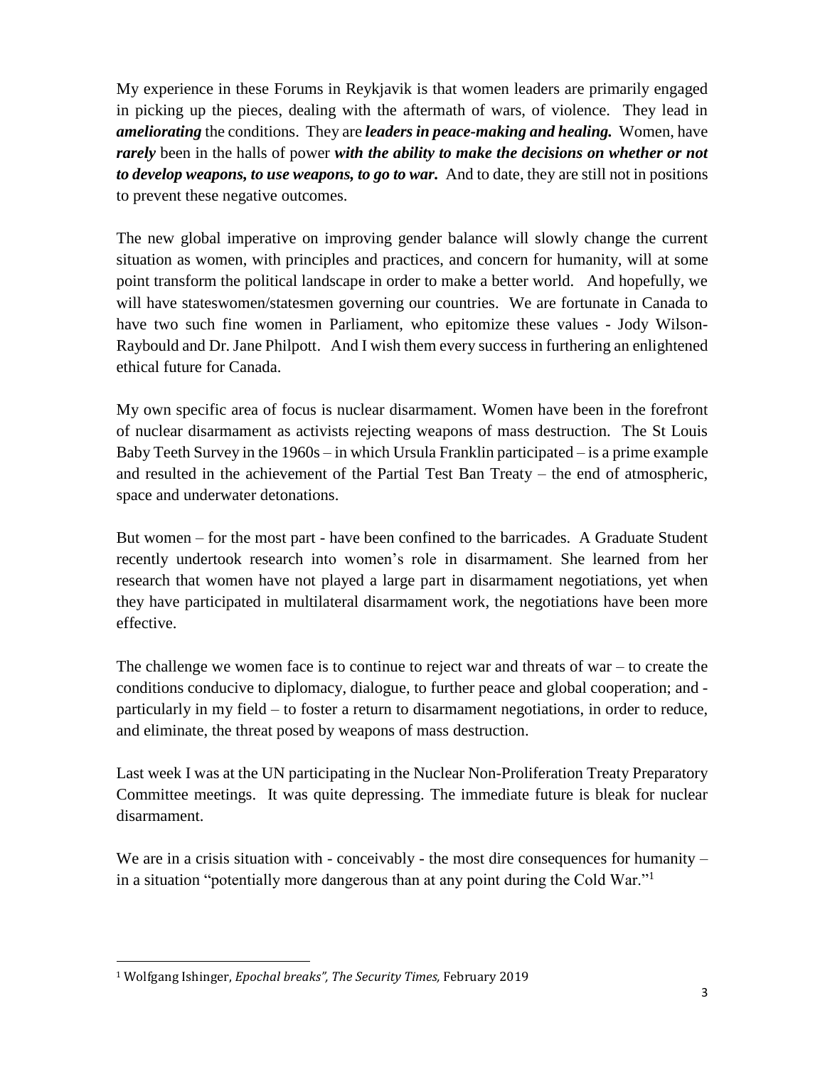My experience in these Forums in Reykjavik is that women leaders are primarily engaged in picking up the pieces, dealing with the aftermath of wars, of violence. They lead in ***ameliorating*** the conditions. They are ***leaders in peace-making and healing.*** Women, have ***rarely*** been in the halls of power ***with the ability to make the decisions on whether or not to develop weapons, to use weapons, to go to war.*** And to date, they are still not in positions to prevent these negative outcomes.

The new global imperative on improving gender balance will slowly change the current situation as women, with principles and practices, and concern for humanity, will at some point transform the political landscape in order to make a better world. And hopefully, we will have stateswomen/statesmen governing our countries. We are fortunate in Canada to have two such fine women in Parliament, who epitomize these values - Jody Wilson-Raybould and Dr. Jane Philpott. And I wish them every success in furthering an enlightened ethical future for Canada.

My own specific area of focus is nuclear disarmament. Women have been in the forefront of nuclear disarmament as activists rejecting weapons of mass destruction. The St Louis Baby Teeth Survey in the 1960s – in which Ursula Franklin participated – is a prime example and resulted in the achievement of the Partial Test Ban Treaty – the end of atmospheric, space and underwater detonations.

But women – for the most part - have been confined to the barricades. A Graduate Student recently undertook research into women's role in disarmament. She learned from her research that women have not played a large part in disarmament negotiations, yet when they have participated in multilateral disarmament work, the negotiations have been more effective.

The challenge we women face is to continue to reject war and threats of war – to create the conditions conducive to diplomacy, dialogue, to further peace and global cooperation; and - particularly in my field – to foster a return to disarmament negotiations, in order to reduce, and eliminate, the threat posed by weapons of mass destruction.

Last week I was at the UN participating in the Nuclear Non-Proliferation Treaty Preparatory Committee meetings. It was quite depressing. The immediate future is bleak for nuclear disarmament.

We are in a crisis situation with - conceivably - the most dire consequences for humanity – in a situation "potentially more dangerous than at any point during the Cold War."[1]

---

[1] Wolfgang Ishinger, *Epochal breaks", The Security Times,* February 2019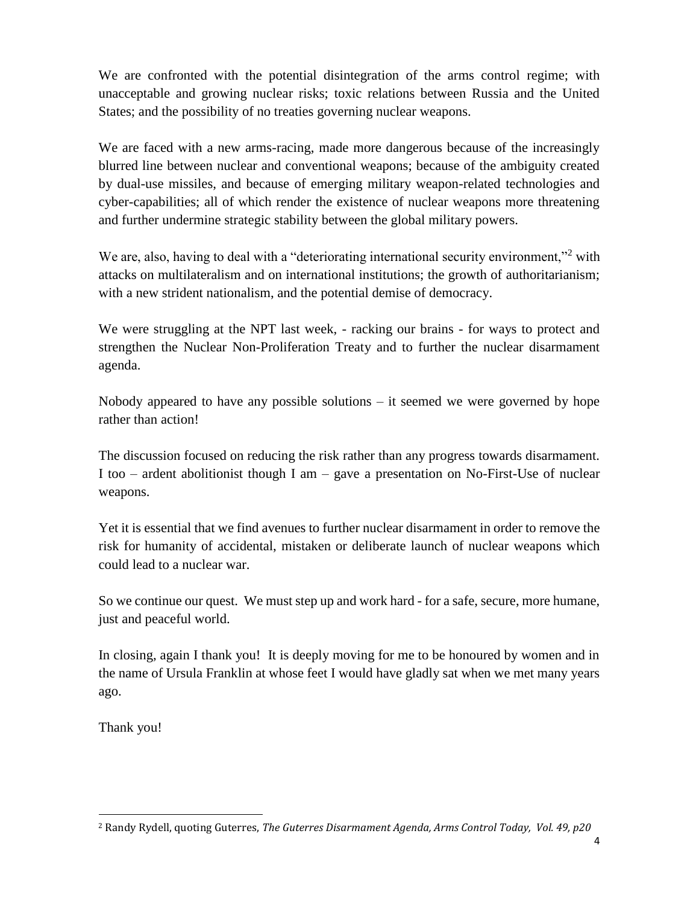We are confronted with the potential disintegration of the arms control regime; with unacceptable and growing nuclear risks; toxic relations between Russia and the United States; and the possibility of no treaties governing nuclear weapons.

We are faced with a new arms-racing, made more dangerous because of the increasingly blurred line between nuclear and conventional weapons; because of the ambiguity created by dual-use missiles, and because of emerging military weapon-related technologies and cyber-capabilities; all of which render the existence of nuclear weapons more threatening and further undermine strategic stability between the global military powers.

We are, also, having to deal with a "deteriorating international security environment,"[2] with attacks on multilateralism and on international institutions; the growth of authoritarianism; with a new strident nationalism, and the potential demise of democracy.

We were struggling at the NPT last week, - racking our brains - for ways to protect and strengthen the Nuclear Non-Proliferation Treaty and to further the nuclear disarmament agenda.

Nobody appeared to have any possible solutions – it seemed we were governed by hope rather than action!

The discussion focused on reducing the risk rather than any progress towards disarmament. I too – ardent abolitionist though I am – gave a presentation on No-First-Use of nuclear weapons.

Yet it is essential that we find avenues to further nuclear disarmament in order to remove the risk for humanity of accidental, mistaken or deliberate launch of nuclear weapons which could lead to a nuclear war.

So we continue our quest. We must step up and work hard - for a safe, secure, more humane, just and peaceful world.

In closing, again I thank you! It is deeply moving for me to be honoured by women and in the name of Ursula Franklin at whose feet I would have gladly sat when we met many years ago.

Thank you!

---

[2] Randy Rydell, quoting Guterres, *The Guterres Disarmament Agenda, Arms Control Today, Vol. 49, p20*